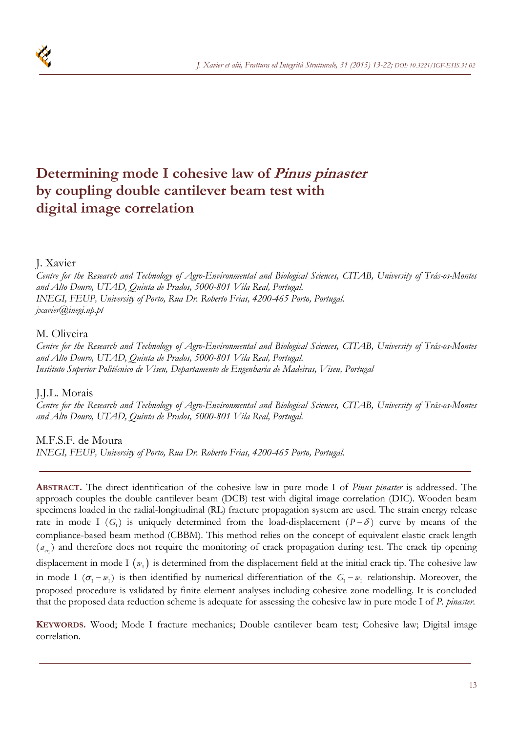# Determining mode I cohesive law of *Pinus pinaster* by coupling double cantilever beam test with digital image correlation

J. Xavier
*Centre for the Research and Technology of Agro-Environmental and Biological Sciences, CITAB, University of Trás-os-Montes and Alto Douro, UTAD, Quinta de Prados, 5000-801 Vila Real, Portugal.*
*INEGI, FEUP, University of Porto, Rua Dr. Roberto Frias, 4200-465 Porto, Portugal.*
*jxavier@inegi.up.pt*

M. Oliveira
*Centre for the Research and Technology of Agro-Environmental and Biological Sciences, CITAB, University of Trás-os-Montes and Alto Douro, UTAD, Quinta de Prados, 5000-801 Vila Real, Portugal.*
*Instituto Superior Politécnico de Viseu, Departamento de Engenharia de Madeiras, Viseu, Portugal*

J.J.L. Morais
*Centre for the Research and Technology of Agro-Environmental and Biological Sciences, CITAB, University of Trás-os-Montes and Alto Douro, UTAD, Quinta de Prados, 5000-801 Vila Real, Portugal.*

M.F.S.F. de Moura
*INEGI, FEUP, University of Porto, Rua Dr. Roberto Frias, 4200-465 Porto, Portugal.*

---

**ABSTRACT.** The direct identification of the cohesive law in pure mode I of *Pinus pinaster* is addressed. The approach couples the double cantilever beam (DCB) test with digital image correlation (DIC). Wooden beam specimens loaded in the radial-longitudinal (RL) fracture propagation system are used. The strain energy release rate in mode I ($G_{\mathrm{I}}$) is uniquely determined from the load-displacement ($P-\delta$) curve by means of the compliance-based beam method (CBBM). This method relies on the concept of equivalent elastic crack length ($a_{\mathrm{eq}}$) and therefore does not require the monitoring of crack propagation during test. The crack tip opening displacement in mode I ($w_{\mathrm{I}}$) is determined from the displacement field at the initial crack tip. The cohesive law in mode I ($\sigma_{\mathrm{I}}-w_{\mathrm{I}}$) is then identified by numerical differentiation of the $G_{\mathrm{I}}-w_{\mathrm{I}}$ relationship. Moreover, the proposed procedure is validated by finite element analyses including cohesive zone modelling. It is concluded that the proposed data reduction scheme is adequate for assessing the cohesive law in pure mode I of *P. pinaster*.

**KEYWORDS.** Wood; Mode I fracture mechanics; Double cantilever beam test; Cohesive law; Digital image correlation.

---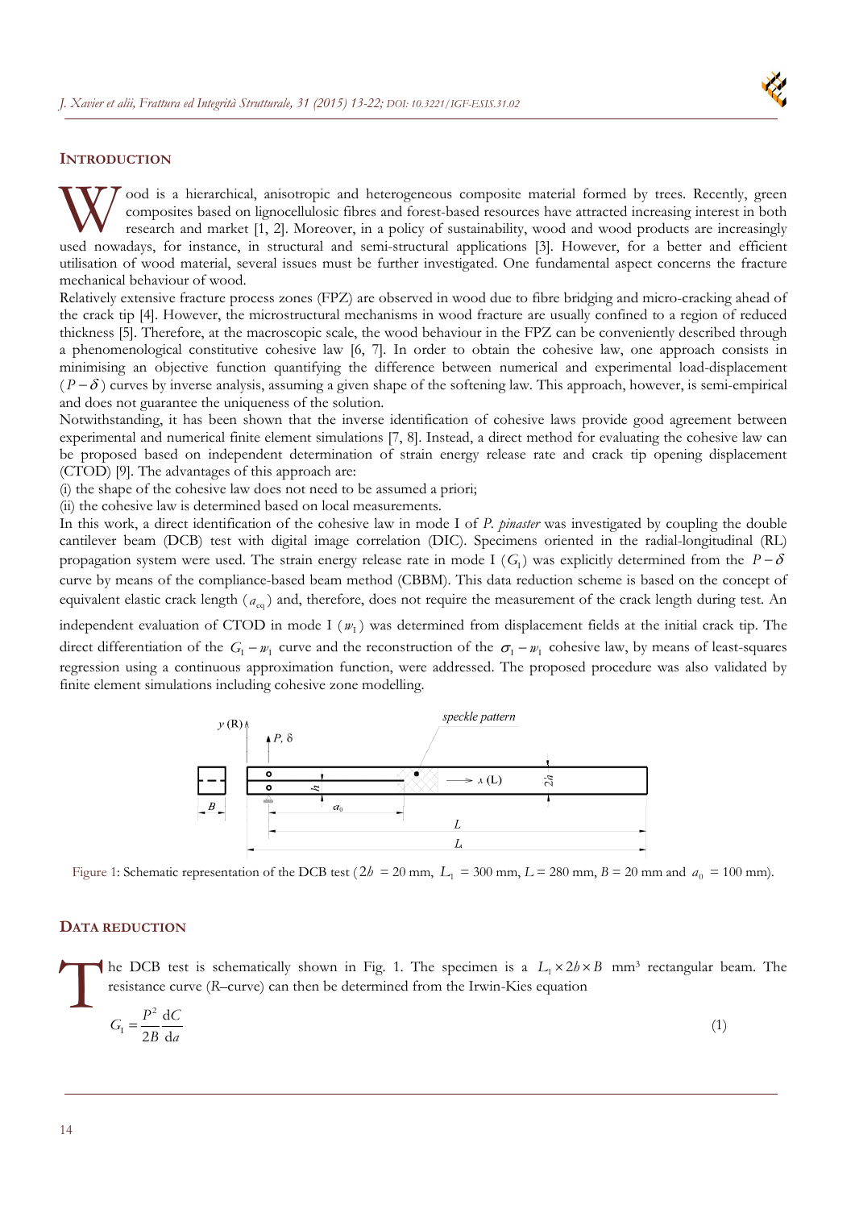## INTRODUCTION

Wood is a hierarchical, anisotropic and heterogeneous composite material formed by trees. Recently, green composites based on lignocellulosic fibres and forest-based resources have attracted increasing interest in both research and market [1, 2]. Moreover, in a policy of sustainability, wood and wood products are increasingly used nowadays, for instance, in structural and semi-structural applications [3]. However, for a better and efficient utilisation of wood material, several issues must be further investigated. One fundamental aspect concerns the fracture mechanical behaviour of wood.

Relatively extensive fracture process zones (FPZ) are observed in wood due to fibre bridging and micro-cracking ahead of the crack tip [4]. However, the microstructural mechanisms in wood fracture are usually confined to a region of reduced thickness [5]. Therefore, at the macroscopic scale, the wood behaviour in the FPZ can be conveniently described through a phenomenological constitutive cohesive law [6, 7]. In order to obtain the cohesive law, one approach consists in minimising an objective function quantifying the difference between numerical and experimental load-displacement ($P-\delta$) curves by inverse analysis, assuming a given shape of the softening law. This approach, however, is semi-empirical and does not guarantee the uniqueness of the solution.

Notwithstanding, it has been shown that the inverse identification of cohesive laws provide good agreement between experimental and numerical finite element simulations [7, 8]. Instead, a direct method for evaluating the cohesive law can be proposed based on independent determination of strain energy release rate and crack tip opening displacement (CTOD) [9]. The advantages of this approach are:

(i) the shape of the cohesive law does not need to be assumed a priori;

(ii) the cohesive law is determined based on local measurements.

In this work, a direct identification of the cohesive law in mode I of *P. pinaster* was investigated by coupling the double cantilever beam (DCB) test with digital image correlation (DIC). Specimens oriented in the radial-longitudinal (RL) propagation system were used. The strain energy release rate in mode I ($G_{\mathrm{I}}$) was explicitly determined from the $P-\delta$ curve by means of the compliance-based beam method (CBBM). This data reduction scheme is based on the concept of equivalent elastic crack length ($a_{\mathrm{eq}}$) and, therefore, does not require the measurement of the crack length during test. An independent evaluation of CTOD in mode I ($w_{\mathrm{I}}$) was determined from displacement fields at the initial crack tip. The direct differentiation of the $G_{\mathrm{I}}-w_{\mathrm{I}}$ curve and the reconstruction of the $\sigma_{\mathrm{I}}-w_{\mathrm{I}}$ cohesive law, by means of least-squares regression using a continuous approximation function, were addressed. The proposed procedure was also validated by finite element simulations including cohesive zone modelling.

Figure 1: Schematic representation of the DCB test ($2h$ = 20 mm, $L_1$ = 300 mm, $L$ = 280 mm, $B$ = 20 mm and $a_0$ = 100 mm).

## DATA REDUCTION

The DCB test is schematically shown in Fig. 1. The specimen is a $L_1 \times 2h \times B$ mm[3] rectangular beam. The resistance curve (*R*–curve) can then be determined from the Irwin-Kies equation

$$G_{\mathrm{I}} = \frac{P^2}{2B}\frac{\mathrm{d}C}{\mathrm{d}a} \tag{1}$$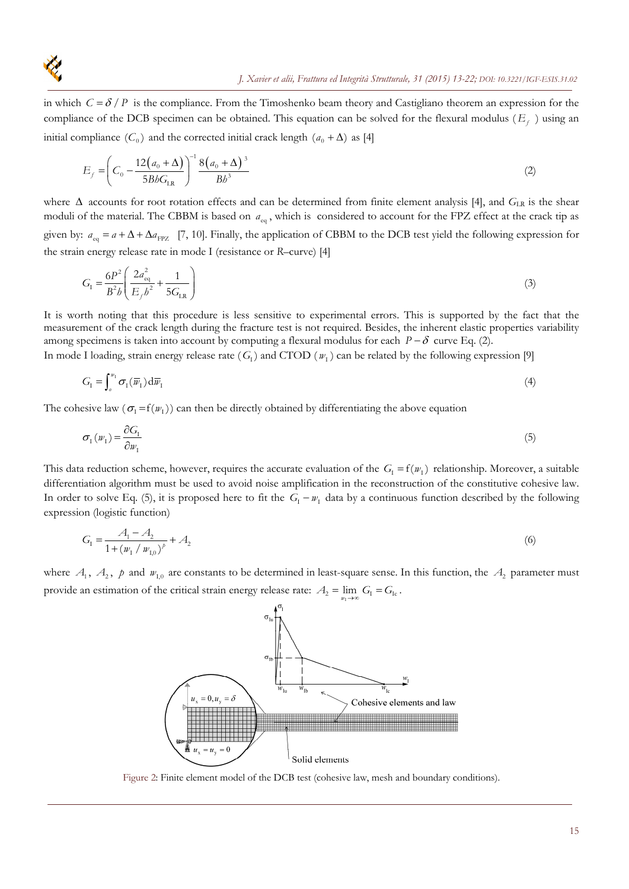in which $C = \delta / P$ is the compliance. From the Timoshenko beam theory and Castigliano theorem an expression for the compliance of the DCB specimen can be obtained. This equation can be solved for the flexural modulus ($E_f$) using an initial compliance ($C_0$) and the corrected initial crack length ($a_0 + \Delta$) as [4]

$$E_f = \left( C_0 - \frac{12(a_0 + \Delta)}{5BhG_{\mathrm{LR}}} \right)^{-1} \frac{8(a_0 + \Delta)^3}{Bh^3} \tag{2}$$

where $\Delta$ accounts for root rotation effects and can be determined from finite element analysis [4], and $G_{\mathrm{LR}}$ is the shear moduli of the material. The CBBM is based on $a_{\mathrm{eq}}$, which is considered to account for the FPZ effect at the crack tip as given by: $a_{\mathrm{eq}} = a + \Delta + \Delta a_{\mathrm{FPZ}}$ [7, 10]. Finally, the application of CBBM to the DCB test yield the following expression for the strain energy release rate in mode I (resistance or *R*–curve) [4]

$$G_{\mathrm{I}} = \frac{6P^2}{B^2 h} \left( \frac{2a_{\mathrm{eq}}^2}{E_f h^2} + \frac{1}{5G_{\mathrm{LR}}} \right) \tag{3}$$

It is worth noting that this procedure is less sensitive to experimental errors. This is supported by the fact that the measurement of the crack length during the fracture test is not required. Besides, the inherent elastic properties variability among specimens is taken into account by computing a flexural modulus for each $P - \delta$ curve Eq. (2).

In mode I loading, strain energy release rate ($G_{\mathrm{I}}$) and CTOD ($w_{\mathrm{I}}$) can be related by the following expression [9]

$$G_{\mathrm{I}} = \int_o^{w_{\mathrm{I}}} \sigma_{\mathrm{I}}(\overline{w}_{\mathrm{I}}) \mathrm{d}\overline{w}_{\mathrm{I}} \tag{4}$$

The cohesive law ($\sigma_{\mathrm{I}} = \mathrm{f}(w_{\mathrm{I}})$) can then be directly obtained by differentiating the above equation

$$\sigma_{\mathrm{I}}(w_{\mathrm{I}}) = \frac{\partial G_{\mathrm{I}}}{\partial w_{\mathrm{I}}} \tag{5}$$

This data reduction scheme, however, requires the accurate evaluation of the $G_{\mathrm{I}} = \mathrm{f}(w_{\mathrm{I}})$ relationship. Moreover, a suitable differentiation algorithm must be used to avoid noise amplification in the reconstruction of the constitutive cohesive law. In order to solve Eq. (5), it is proposed here to fit the $G_{\mathrm{I}} - w_{\mathrm{I}}$ data by a continuous function described by the following expression (logistic function)

$$G_{\mathrm{I}} = \frac{A_1 - A_2}{1 + (w_{\mathrm{I}} / w_{\mathrm{I},0})^p} + A_2 \tag{6}$$

where $A_1$, $A_2$, $p$ and $w_{\mathrm{I},0}$ are constants to be determined in least-square sense. In this function, the $A_2$ parameter must provide an estimation of the critical strain energy release rate: $A_2 = \lim_{w_{\mathrm{I}} \to \infty} G_{\mathrm{I}} = G_{\mathrm{Ic}}$.

Figure 2: Finite element model of the DCB test (cohesive law, mesh and boundary conditions).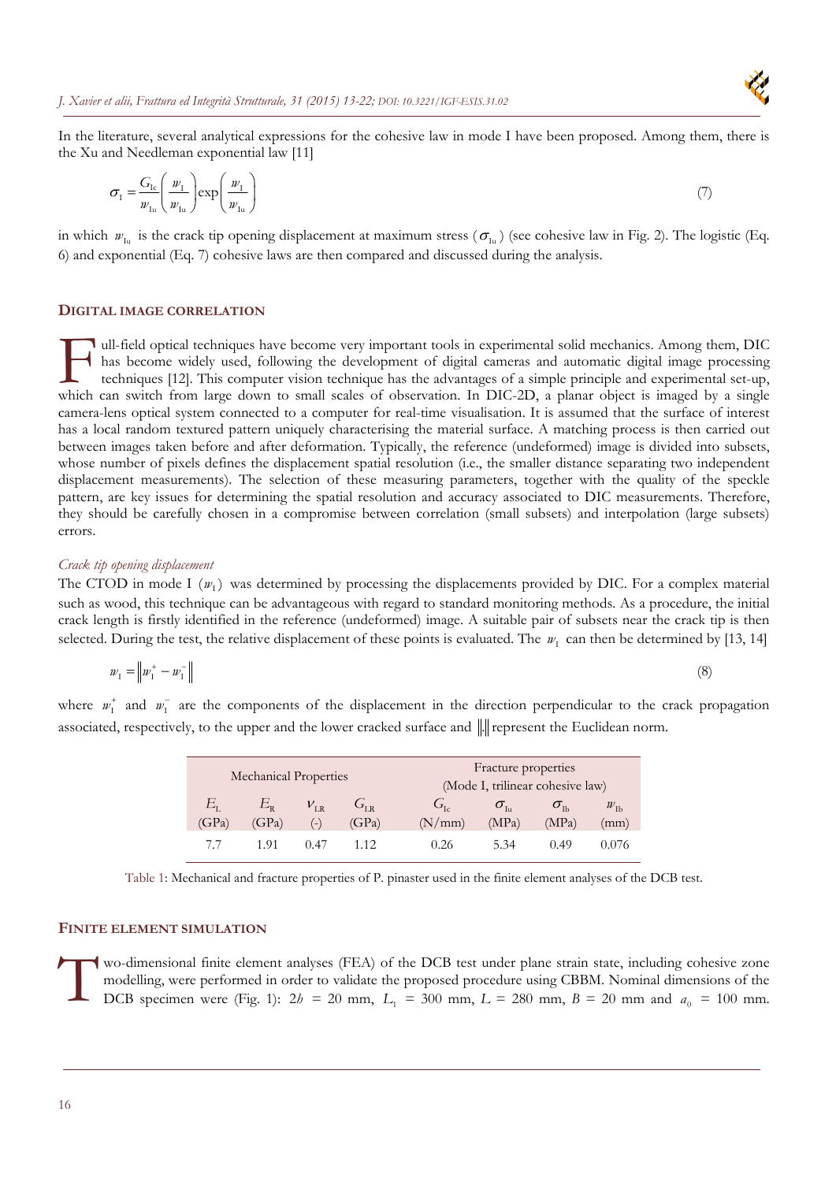In the literature, several analytical expressions for the cohesive law in mode I have been proposed. Among them, there is the Xu and Needleman exponential law [11]

$$\sigma_{\mathrm{I}} = \frac{G_{\mathrm{Ic}}}{w_{\mathrm{Iu}}}\left(\frac{w_{\mathrm{I}}}{w_{\mathrm{Iu}}}\right)\exp\left(\frac{w_{\mathrm{I}}}{w_{\mathrm{Iu}}}\right) \tag{7}$$

in which $w_{\mathrm{Iu}}$ is the crack tip opening displacement at maximum stress ($\sigma_{\mathrm{Iu}}$) (see cohesive law in Fig. 2). The logistic (Eq. 6) and exponential (Eq. 7) cohesive laws are then compared and discussed during the analysis.

## DIGITAL IMAGE CORRELATION

Full-field optical techniques have become very important tools in experimental solid mechanics. Among them, DIC has become widely used, following the development of digital cameras and automatic digital image processing techniques [12]. This computer vision technique has the advantages of a simple principle and experimental set-up, which can switch from large down to small scales of observation. In DIC-2D, a planar object is imaged by a single camera-lens optical system connected to a computer for real-time visualisation. It is assumed that the surface of interest has a local random textured pattern uniquely characterising the material surface. A matching process is then carried out between images taken before and after deformation. Typically, the reference (undeformed) image is divided into subsets, whose number of pixels defines the displacement spatial resolution (i.e., the smaller distance separating two independent displacement measurements). The selection of these measuring parameters, together with the quality of the speckle pattern, are key issues for determining the spatial resolution and accuracy associated to DIC measurements. Therefore, they should be carefully chosen in a compromise between correlation (small subsets) and interpolation (large subsets) errors.

### *Crack tip opening displacement*

The CTOD in mode I ($w_{\mathrm{I}}$) was determined by processing the displacements provided by DIC. For a complex material such as wood, this technique can be advantageous with regard to standard monitoring methods. As a procedure, the initial crack length is firstly identified in the reference (undeformed) image. A suitable pair of subsets near the crack tip is then selected. During the test, the relative displacement of these points is evaluated. The $w_{\mathrm{I}}$ can then be determined by [13, 14]

$$w_{\mathrm{I}} = \left\| w_{\mathrm{I}}^{+} - w_{\mathrm{I}}^{-} \right\| \tag{8}$$

where $w_{\mathrm{I}}^{+}$ and $w_{\mathrm{I}}^{-}$ are the components of the displacement in the direction perpendicular to the crack propagation associated, respectively, to the upper and the lower cracked surface and $\|.\|$ represent the Euclidean norm.

| Mechanical Properties | | | | Fracture properties (Mode I, trilinear cohesive law) | | | |
|---|---|---|---|---|---|---|---|
| $E_{\mathrm{L}}$ (GPa) | $E_{\mathrm{R}}$ (GPa) | $\nu_{\mathrm{LR}}$ (-) | $G_{\mathrm{LR}}$ (GPa) | $G_{\mathrm{Ic}}$ (N/mm) | $\sigma_{\mathrm{Iu}}$ (MPa) | $\sigma_{\mathrm{Ib}}$ (MPa) | $w_{\mathrm{Ib}}$ (mm) |
| 7.7 | 1.91 | 0.47 | 1.12 | 0.26 | 5.34 | 0.49 | 0.076 |

Table 1: Mechanical and fracture properties of P. pinaster used in the finite element analyses of the DCB test.

## FINITE ELEMENT SIMULATION

Two-dimensional finite element analyses (FEA) of the DCB test under plane strain state, including cohesive zone modelling, were performed in order to validate the proposed procedure using CBBM. Nominal dimensions of the DCB specimen were (Fig. 1): $2h$ = 20 mm, $L_1$ = 300 mm, $L$ = 280 mm, $B$ = 20 mm and $a_0$ = 100 mm.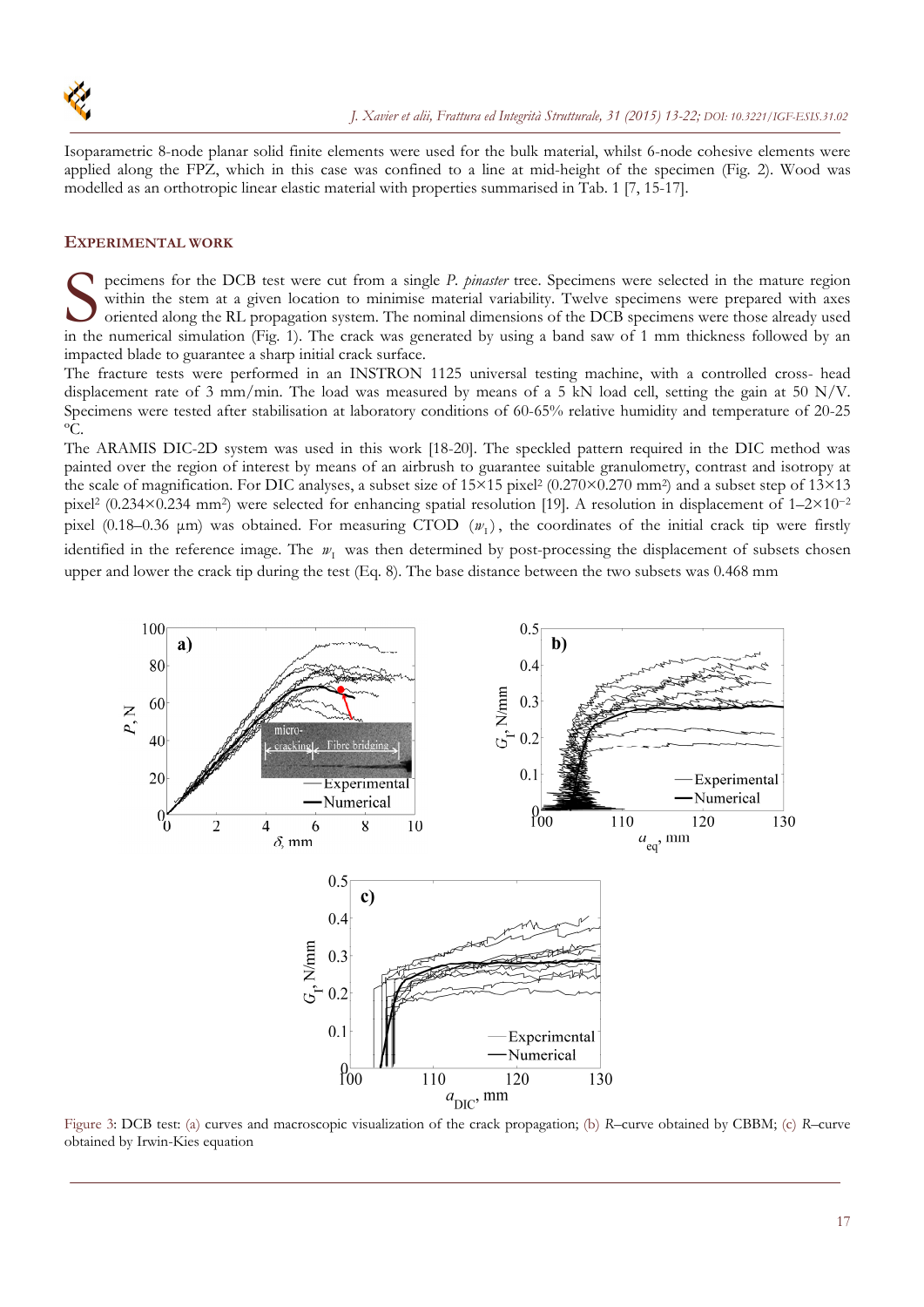Isoparametric 8-node planar solid finite elements were used for the bulk material, whilst 6-node cohesive elements were applied along the FPZ, which in this case was confined to a line at mid-height of the specimen (Fig. 2). Wood was modelled as an orthotropic linear elastic material with properties summarised in Tab. 1 [7, 15-17].

## EXPERIMENTAL WORK

Specimens for the DCB test were cut from a single *P. pinaster* tree. Specimens were selected in the mature region within the stem at a given location to minimise material variability. Twelve specimens were prepared with axes oriented along the RL propagation system. The nominal dimensions of the DCB specimens were those already used in the numerical simulation (Fig. 1). The crack was generated by using a band saw of 1 mm thickness followed by an impacted blade to guarantee a sharp initial crack surface.

The fracture tests were performed in an INSTRON 1125 universal testing machine, with a controlled cross- head displacement rate of 3 mm/min. The load was measured by means of a 5 kN load cell, setting the gain at 50 N/V. Specimens were tested after stabilisation at laboratory conditions of 60-65% relative humidity and temperature of 20-25 ºC.

The ARAMIS DIC-2D system was used in this work [18-20]. The speckled pattern required in the DIC method was painted over the region of interest by means of an airbrush to guarantee suitable granulometry, contrast and isotropy at the scale of magnification. For DIC analyses, a subset size of 15×15 pixel$^2$ (0.270×0.270 mm$^2$) and a subset step of 13×13 pixel$^2$ (0.234×0.234 mm$^2$) were selected for enhancing spatial resolution [19]. A resolution in displacement of 1–2×10$^{-2}$ pixel (0.18–0.36 μm) was obtained. For measuring CTOD $(w_1)$, the coordinates of the initial crack tip were firstly identified in the reference image. The $w_1$ was then determined by post-processing the displacement of subsets chosen upper and lower the crack tip during the test (Eq. 8). The base distance between the two subsets was 0.468 mm

Figure 3: DCB test: (a) curves and macroscopic visualization of the crack propagation; (b) *R*–curve obtained by CBBM; (c) *R*–curve obtained by Irwin-Kies equation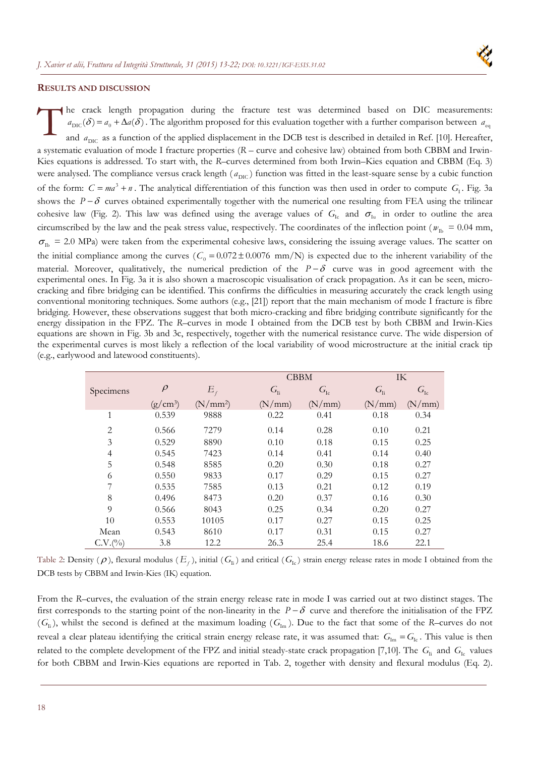## RESULTS AND DISCUSSION

The crack length propagation during the fracture test was determined based on DIC measurements: $a_{\text{DIC}}(\delta) = a_0 + \Delta a(\delta)$. The algorithm proposed for this evaluation together with a further comparison between $a_{\text{eq}}$ and $a_{\text{DIC}}$ as a function of the applied displacement in the DCB test is described in detailed in Ref. [10]. Hereafter, a systematic evaluation of mode I fracture properties (*R* – curve and cohesive law) obtained from both CBBM and Irwin-Kies equations is addressed. To start with, the *R*–curves determined from both Irwin–Kies equation and CBBM (Eq. 3) were analysed. The compliance versus crack length ($a_{\text{DIC}}$) function was fitted in the least-square sense by a cubic function of the form: $C = ma^3 + n$. The analytical differentiation of this function was then used in order to compute $G_{\text{I}}$. Fig. 3a shows the $P-\delta$ curves obtained experimentally together with the numerical one resulting from FEA using the trilinear cohesive law (Fig. 2). This law was defined using the average values of $G_{\text{Ic}}$ and $\sigma_{\text{Iu}}$ in order to outline the area circumscribed by the law and the peak stress value, respectively. The coordinates of the inflection point ($w_{\text{Ib}}$ = 0.04 mm, $\sigma_{\text{Ib}}$ = 2.0 MPa) were taken from the experimental cohesive laws, considering the issuing average values. The scatter on the initial compliance among the curves ($C_0 = 0.072 \pm 0.0076$ mm/N) is expected due to the inherent variability of the material. Moreover, qualitatively, the numerical prediction of the $P-\delta$ curve was in good agreement with the experimental ones. In Fig. 3a it is also shown a macroscopic visualisation of crack propagation. As it can be seen, micro-cracking and fibre bridging can be identified. This confirms the difficulties in measuring accurately the crack length using conventional monitoring techniques. Some authors (e.g., [21]) report that the main mechanism of mode I fracture is fibre bridging. However, these observations suggest that both micro-cracking and fibre bridging contribute significantly for the energy dissipation in the FPZ. The *R*–curves in mode I obtained from the DCB test by both CBBM and Irwin-Kies equations are shown in Fig. 3b and 3c, respectively, together with the numerical resistance curve. The wide dispersion of the experimental curves is most likely a reflection of the local variability of wood microstructure at the initial crack tip (e.g., earlywood and latewood constituents).

| | | | CBBM | | IK | |
|---|---|---|---|---|---|---|
| Specimens | $\rho$ (g/cm$^3$) | $E_f$ (N/mm$^2$) | $G_{\text{Ii}}$ (N/mm) | $G_{\text{Ic}}$ (N/mm) | $G_{\text{Ii}}$ (N/mm) | $G_{\text{Ic}}$ (N/mm) |
| 1 | 0.539 | 9888 | 0.22 | 0.41 | 0.18 | 0.34 |
| 2 | 0.566 | 7279 | 0.14 | 0.28 | 0.10 | 0.21 |
| 3 | 0.529 | 8890 | 0.10 | 0.18 | 0.15 | 0.25 |
| 4 | 0.545 | 7423 | 0.14 | 0.41 | 0.14 | 0.40 |
| 5 | 0.548 | 8585 | 0.20 | 0.30 | 0.18 | 0.27 |
| 6 | 0.550 | 9833 | 0.17 | 0.29 | 0.15 | 0.27 |
| 7 | 0.535 | 7585 | 0.13 | 0.21 | 0.12 | 0.19 |
| 8 | 0.496 | 8473 | 0.20 | 0.37 | 0.16 | 0.30 |
| 9 | 0.566 | 8043 | 0.25 | 0.34 | 0.20 | 0.27 |
| 10 | 0.553 | 10105 | 0.17 | 0.27 | 0.15 | 0.25 |
| Mean | 0.543 | 8610 | 0.17 | 0.31 | 0.15 | 0.27 |
| C.V.(%) | 3.8 | 12.2 | 26.3 | 25.4 | 18.6 | 22.1 |

Table 2: Density ($\rho$), flexural modulus ($E_f$), initial ($G_{\text{Ii}}$) and critical ($G_{\text{Ic}}$) strain energy release rates in mode I obtained from the DCB tests by CBBM and Irwin-Kies (IK) equation.

From the *R*–curves, the evaluation of the strain energy release rate in mode I was carried out at two distinct stages. The first corresponds to the starting point of the non-linearity in the $P-\delta$ curve and therefore the initialisation of the FPZ ($G_{\text{Ii}}$), whilst the second is defined at the maximum loading ($G_{\text{Im}}$). Due to the fact that some of the *R*–curves do not reveal a clear plateau identifying the critical strain energy release rate, it was assumed that: $G_{\text{Im}} = G_{\text{Ic}}$. This value is then related to the complete development of the FPZ and initial steady-state crack propagation [7,10]. The $G_{\text{Ii}}$ and $G_{\text{Ic}}$ values for both CBBM and Irwin-Kies equations are reported in Tab. 2, together with density and flexural modulus (Eq. 2).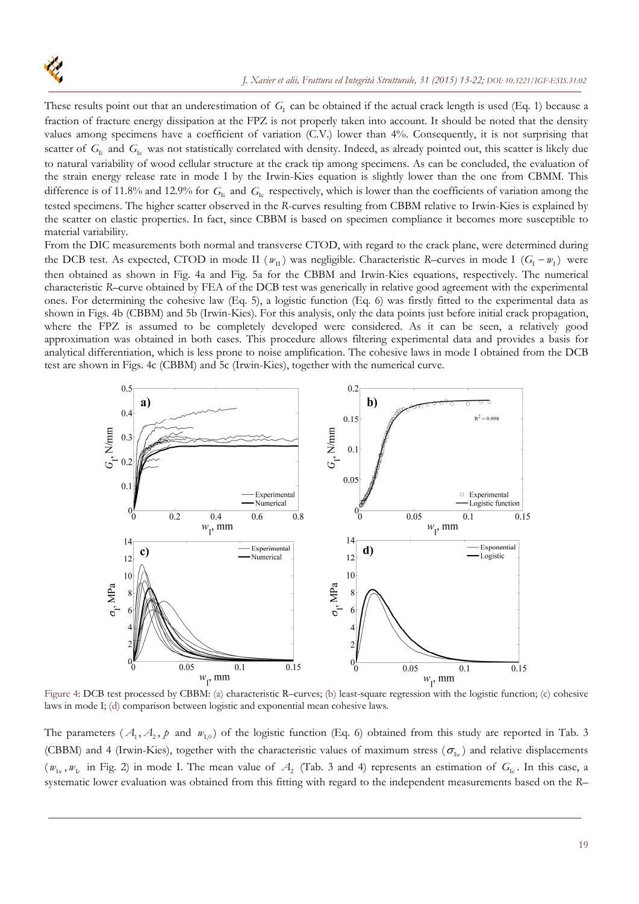These results point out that an underestimation of $G_{\mathrm{I}}$ can be obtained if the actual crack length is used (Eq. 1) because a fraction of fracture energy dissipation at the FPZ is not properly taken into account. It should be noted that the density values among specimens have a coefficient of variation (C.V.) lower than 4%. Consequently, it is not surprising that scatter of $G_{\mathrm{Ii}}$ and $G_{\mathrm{Ic}}$ was not statistically correlated with density. Indeed, as already pointed out, this scatter is likely due to natural variability of wood cellular structure at the crack tip among specimens. As can be concluded, the evaluation of the strain energy release rate in mode I by the Irwin-Kies equation is slightly lower than the one from CBMM. This difference is of 11.8% and 12.9% for $G_{\mathrm{Ii}}$ and $G_{\mathrm{Ic}}$ respectively, which is lower than the coefficients of variation among the tested specimens. The higher scatter observed in the *R*-curves resulting from CBBM relative to Irwin-Kies is explained by the scatter on elastic properties. In fact, since CBBM is based on specimen compliance it becomes more susceptible to material variability.

From the DIC measurements both normal and transverse CTOD, with regard to the crack plane, were determined during the DCB test. As expected, CTOD in mode II ($w_{\mathrm{II}}$) was negligible. Characteristic *R*–curves in mode I ($G_{\mathrm{I}} - w_{\mathrm{I}}$) were then obtained as shown in Fig. 4a and Fig. 5a for the CBBM and Irwin-Kies equations, respectively. The numerical characteristic *R*–curve obtained by FEA of the DCB test was generically in relative good agreement with the experimental ones. For determining the cohesive law (Eq. 5), a logistic function (Eq. 6) was firstly fitted to the experimental data as shown in Figs. 4b (CBBM) and 5b (Irwin-Kies). For this analysis, only the data points just before initial crack propagation, where the FPZ is assumed to be completely developed were considered. As it can be seen, a relatively good approximation was obtained in both cases. This procedure allows filtering experimental data and provides a basis for analytical differentiation, which is less prone to noise amplification. The cohesive laws in mode I obtained from the DCB test are shown in Figs. 4c (CBBM) and 5c (Irwin-Kies), together with the numerical curve.

Figure 4: DCB test processed by CBBM: (a) characteristic R–curves; (b) least-square regression with the logistic function; (c) cohesive laws in mode I; (d) comparison between logistic and exponential mean cohesive laws.

The parameters ($A_1$, $A_2$, $p$ and $w_{\mathrm{I},0}$) of the logistic function (Eq. 6) obtained from this study are reported in Tab. 3 (CBBM) and 4 (Irwin-Kies), together with the characteristic values of maximum stress ($\sigma_{\mathrm{Iu}}$) and relative displacements ($w_{\mathrm{Iu}}$, $w_{\mathrm{Ic}}$ in Fig. 2) in mode I. The mean value of $A_2$ (Tab. 3 and 4) represents an estimation of $G_{\mathrm{Ic}}$. In this case, a systematic lower evaluation was obtained from this fitting with regard to the independent measurements based on the *R*–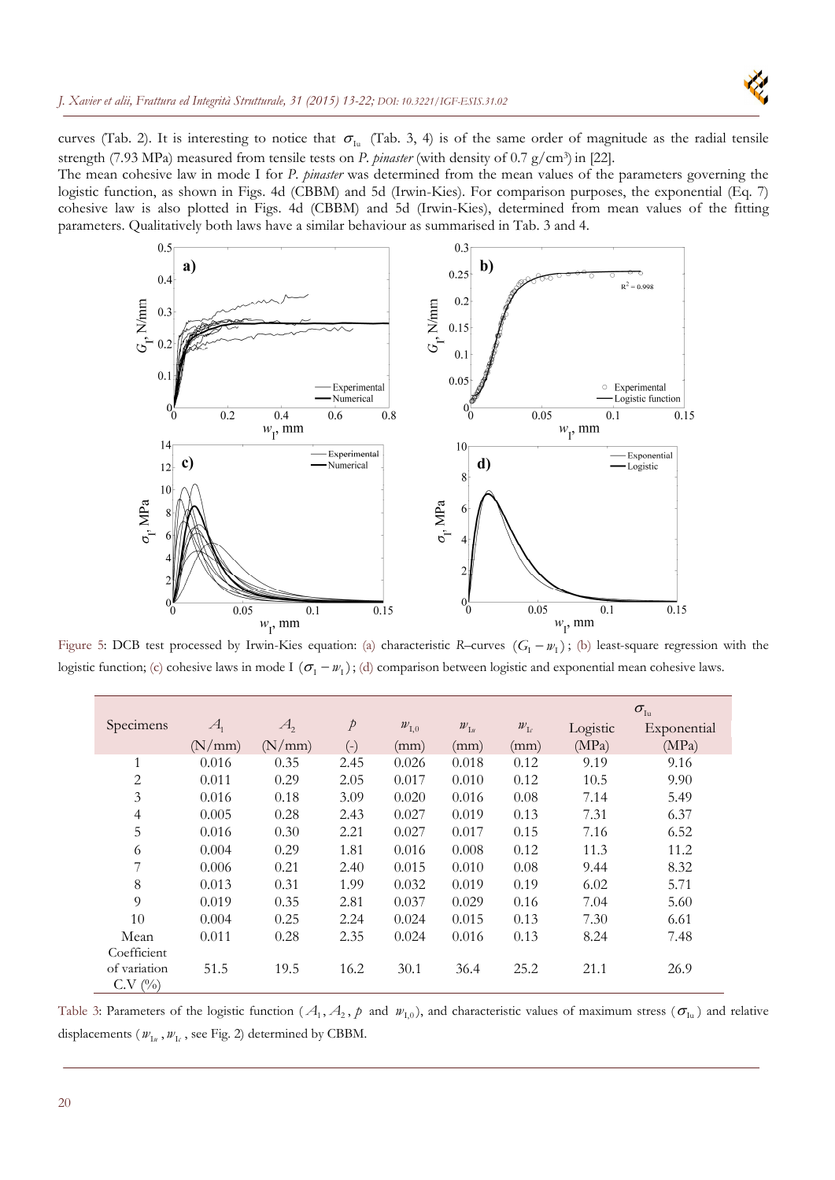curves (Tab. 2). It is interesting to notice that $\sigma_{\mathrm{Iu}}$ (Tab. 3, 4) is of the same order of magnitude as the radial tensile strength (7.93 MPa) measured from tensile tests on *P. pinaster* (with density of 0.7 g/cm³) in [22].

The mean cohesive law in mode I for *P. pinaster* was determined from the mean values of the parameters governing the logistic function, as shown in Figs. 4d (CBBM) and 5d (Irwin-Kies). For comparison purposes, the exponential (Eq. 7) cohesive law is also plotted in Figs. 4d (CBBM) and 5d (Irwin-Kies), determined from mean values of the fitting parameters. Qualitatively both laws have a similar behaviour as summarised in Tab. 3 and 4.

Figure 5: DCB test processed by Irwin-Kies equation: (a) characteristic *R*–curves $(G_{\mathrm{I}} - w_{\mathrm{I}})$; (b) least-square regression with the logistic function; (c) cohesive laws in mode I $(\sigma_{\mathrm{I}} - w_{\mathrm{I}})$; (d) comparison between logistic and exponential mean cohesive laws.

| Specimens | $A_1$ (N/mm) | $A_2$ (N/mm) | $p$ (-) | $w_{\mathrm{I},0}$ (mm) | $w_{\mathrm{I}u}$ (mm) | $w_{\mathrm{I}c}$ (mm) | $\sigma_{\mathrm{Iu}}$ Logistic (MPa) | $\sigma_{\mathrm{Iu}}$ Exponential (MPa) |
|---|---|---|---|---|---|---|---|---|
| 1 | 0.016 | 0.35 | 2.45 | 0.026 | 0.018 | 0.12 | 9.19 | 9.16 |
| 2 | 0.011 | 0.29 | 2.05 | 0.017 | 0.010 | 0.12 | 10.5 | 9.90 |
| 3 | 0.016 | 0.18 | 3.09 | 0.020 | 0.016 | 0.08 | 7.14 | 5.49 |
| 4 | 0.005 | 0.28 | 2.43 | 0.027 | 0.019 | 0.13 | 7.31 | 6.37 |
| 5 | 0.016 | 0.30 | 2.21 | 0.027 | 0.017 | 0.15 | 7.16 | 6.52 |
| 6 | 0.004 | 0.29 | 1.81 | 0.016 | 0.008 | 0.12 | 11.3 | 11.2 |
| 7 | 0.006 | 0.21 | 2.40 | 0.015 | 0.010 | 0.08 | 9.44 | 8.32 |
| 8 | 0.013 | 0.31 | 1.99 | 0.032 | 0.019 | 0.19 | 6.02 | 5.71 |
| 9 | 0.019 | 0.35 | 2.81 | 0.037 | 0.029 | 0.16 | 7.04 | 5.60 |
| 10 | 0.004 | 0.25 | 2.24 | 0.024 | 0.015 | 0.13 | 7.30 | 6.61 |
| Mean | 0.011 | 0.28 | 2.35 | 0.024 | 0.016 | 0.13 | 8.24 | 7.48 |
| Coefficient of variation C.V (%) | 51.5 | 19.5 | 16.2 | 30.1 | 36.4 | 25.2 | 21.1 | 26.9 |

Table 3: Parameters of the logistic function ($A_1, A_2, p$ and $w_{\mathrm{I},0}$), and characteristic values of maximum stress ($\sigma_{\mathrm{Iu}}$) and relative displacements ($w_{\mathrm{I}u}, w_{\mathrm{I}c}$, see Fig. 2) determined by CBBM.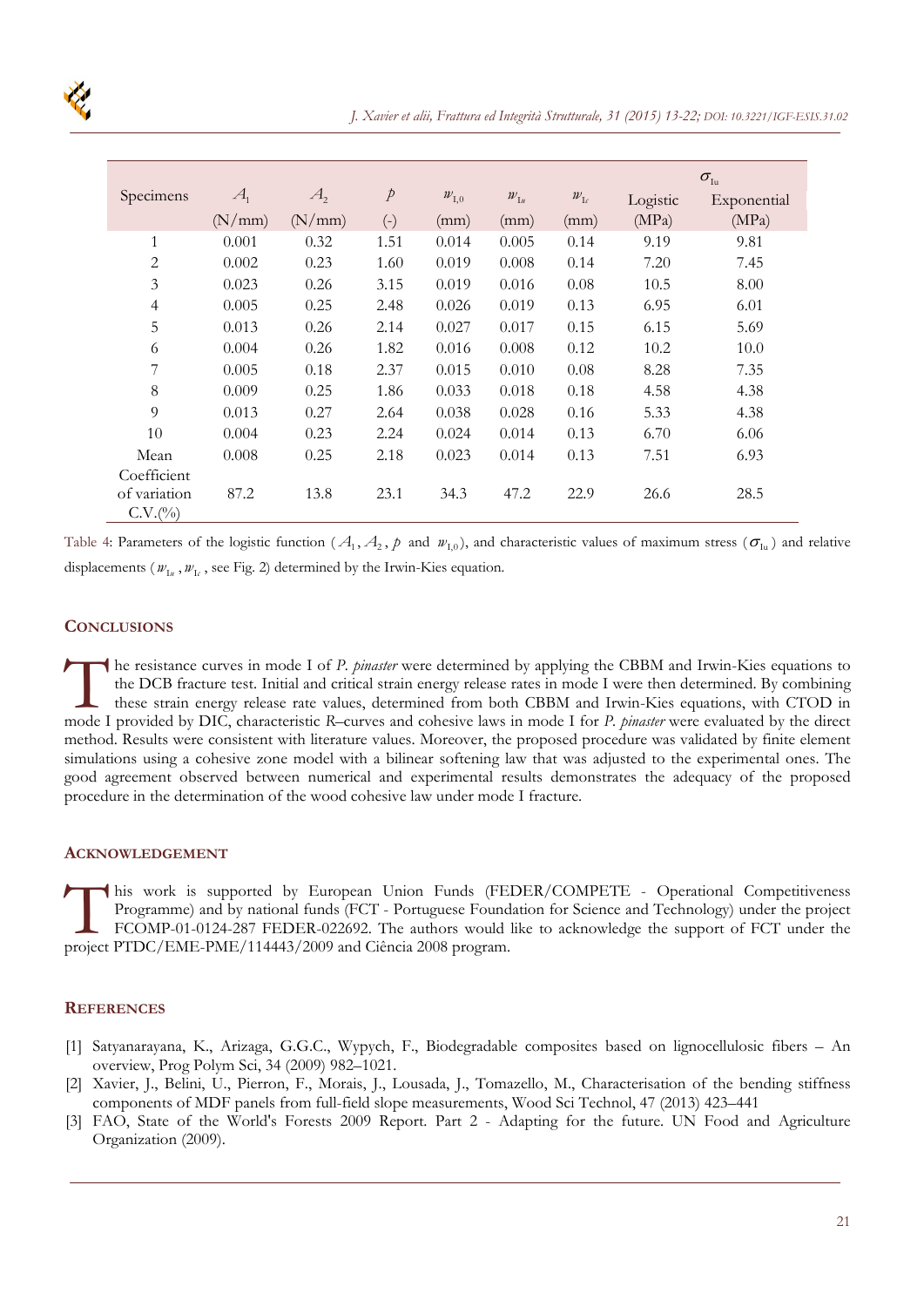| Specimens | $A_1$ (N/mm) | $A_2$ (N/mm) | $p$ (-) | $w_{I,0}$ (mm) | $w_{Iu}$ (mm) | $w_{Ic}$ (mm) | $\sigma_{Iu}$ Logistic (MPa) | Exponential (MPa) |
|---|---|---|---|---|---|---|---|---|
| 1 | 0.001 | 0.32 | 1.51 | 0.014 | 0.005 | 0.14 | 9.19 | 9.81 |
| 2 | 0.002 | 0.23 | 1.60 | 0.019 | 0.008 | 0.14 | 7.20 | 7.45 |
| 3 | 0.023 | 0.26 | 3.15 | 0.019 | 0.016 | 0.08 | 10.5 | 8.00 |
| 4 | 0.005 | 0.25 | 2.48 | 0.026 | 0.019 | 0.13 | 6.95 | 6.01 |
| 5 | 0.013 | 0.26 | 2.14 | 0.027 | 0.017 | 0.15 | 6.15 | 5.69 |
| 6 | 0.004 | 0.26 | 1.82 | 0.016 | 0.008 | 0.12 | 10.2 | 10.0 |
| 7 | 0.005 | 0.18 | 2.37 | 0.015 | 0.010 | 0.08 | 8.28 | 7.35 |
| 8 | 0.009 | 0.25 | 1.86 | 0.033 | 0.018 | 0.18 | 4.58 | 4.38 |
| 9 | 0.013 | 0.27 | 2.64 | 0.038 | 0.028 | 0.16 | 5.33 | 4.38 |
| 10 | 0.004 | 0.23 | 2.24 | 0.024 | 0.014 | 0.13 | 6.70 | 6.06 |
| Mean | 0.008 | 0.25 | 2.18 | 0.023 | 0.014 | 0.13 | 7.51 | 6.93 |
| Coefficient of variation C.V.(%) | 87.2 | 13.8 | 23.1 | 34.3 | 47.2 | 22.9 | 26.6 | 28.5 |

Table 4: Parameters of the logistic function ($A_1$, $A_2$, $p$ and $w_{I,0}$), and characteristic values of maximum stress ($\sigma_{Iu}$) and relative displacements ($w_{Iu}$, $w_{Ic}$, see Fig. 2) determined by the Irwin-Kies equation.

## Conclusions

The resistance curves in mode I of *P. pinaster* were determined by applying the CBBM and Irwin-Kies equations to the DCB fracture test. Initial and critical strain energy release rates in mode I were then determined. By combining these strain energy release rate values, determined from both CBBM and Irwin-Kies equations, with CTOD in mode I provided by DIC, characteristic *R*–curves and cohesive laws in mode I for *P. pinaster* were evaluated by the direct method. Results were consistent with literature values. Moreover, the proposed procedure was validated by finite element simulations using a cohesive zone model with a bilinear softening law that was adjusted to the experimental ones. The good agreement observed between numerical and experimental results demonstrates the adequacy of the proposed procedure in the determination of the wood cohesive law under mode I fracture.

## Acknowledgement

This work is supported by European Union Funds (FEDER/COMPETE - Operational Competitiveness Programme) and by national funds (FCT - Portuguese Foundation for Science and Technology) under the project FCOMP-01-0124-287 FEDER-022692. The authors would like to acknowledge the support of FCT under the project PTDC/EME-PME/114443/2009 and Ciência 2008 program.

## References

[1] Satyanarayana, K., Arizaga, G.G.C., Wypych, F., Biodegradable composites based on lignocellulosic fibers – An overview, Prog Polym Sci, 34 (2009) 982–1021.

[2] Xavier, J., Belini, U., Pierron, F., Morais, J., Lousada, J., Tomazello, M., Characterisation of the bending stiffness components of MDF panels from full-field slope measurements, Wood Sci Technol, 47 (2013) 423–441

[3] FAO, State of the World's Forests 2009 Report. Part 2 - Adapting for the future. UN Food and Agriculture Organization (2009).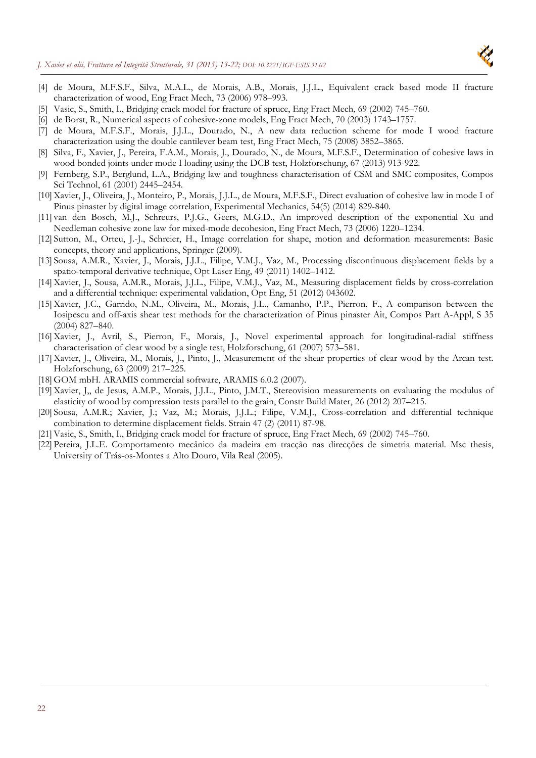[4] de Moura, M.F.S.F., Silva, M.A.L., de Morais, A.B., Morais, J.J.L., Equivalent crack based mode II fracture characterization of wood, Eng Fract Mech, 73 (2006) 978–993.

[5] Vasic, S., Smith, I., Bridging crack model for fracture of spruce, Eng Fract Mech, 69 (2002) 745–760.

[6] de Borst, R., Numerical aspects of cohesive-zone models, Eng Fract Mech, 70 (2003) 1743–1757.

[7] de Moura, M.F.S.F., Morais, J.J.L., Dourado, N., A new data reduction scheme for mode I wood fracture characterization using the double cantilever beam test, Eng Fract Mech, 75 (2008) 3852–3865.

[8] Silva, F., Xavier, J., Pereira, F.A.M., Morais, J., Dourado, N., de Moura, M.F.S.F., Determination of cohesive laws in wood bonded joints under mode I loading using the DCB test, Holzforschung, 67 (2013) 913-922.

[9] Fernberg, S.P., Berglund, L.A., Bridging law and toughness characterisation of CSM and SMC composites, Compos Sci Technol, 61 (2001) 2445–2454.

[10] Xavier, J., Oliveira, J., Monteiro, P., Morais, J.J.L., de Moura, M.F.S.F., Direct evaluation of cohesive law in mode I of Pinus pinaster by digital image correlation, Experimental Mechanics, 54(5) (2014) 829-840.

[11] van den Bosch, M.J., Schreurs, P.J.G., Geers, M.G.D., An improved description of the exponential Xu and Needleman cohesive zone law for mixed-mode decohesion, Eng Fract Mech, 73 (2006) 1220–1234.

[12] Sutton, M., Orteu, J.-J., Schreier, H., Image correlation for shape, motion and deformation measurements: Basic concepts, theory and applications, Springer (2009).

[13] Sousa, A.M.R., Xavier, J., Morais, J.J.L., Filipe, V.M.J., Vaz, M., Processing discontinuous displacement fields by a spatio-temporal derivative technique, Opt Laser Eng, 49 (2011) 1402–1412.

[14] Xavier, J., Sousa, A.M.R., Morais, J.J.L., Filipe, V.M.J., Vaz, M., Measuring displacement fields by cross-correlation and a differential technique: experimental validation, Opt Eng, 51 (2012) 043602.

[15] Xavier, J.C., Garrido, N.M., Oliveira, M., Morais, J.L., Camanho, P.P., Pierron, F., A comparison between the Iosipescu and off-axis shear test methods for the characterization of Pinus pinaster Ait, Compos Part A-Appl, S 35 (2004) 827–840.

[16] Xavier, J., Avril, S., Pierron, F., Morais, J., Novel experimental approach for longitudinal-radial stiffness characterisation of clear wood by a single test, Holzforschung, 61 (2007) 573–581.

[17] Xavier, J., Oliveira, M., Morais, J., Pinto, J., Measurement of the shear properties of clear wood by the Arcan test. Holzforschung, 63 (2009) 217–225.

[18] GOM mbH. ARAMIS commercial software, ARAMIS 6.0.2 (2007).

[19] Xavier, J,, de Jesus, A.M.P., Morais, J.J.L., Pinto, J.M.T., Stereovision measurements on evaluating the modulus of elasticity of wood by compression tests parallel to the grain, Constr Build Mater, 26 (2012) 207–215.

[20] Sousa, A.M.R.; Xavier, J.; Vaz, M.; Morais, J.J.L.; Filipe, V.M.J., Cross-correlation and differential technique combination to determine displacement fields. Strain 47 (2) (2011) 87-98.

[21] Vasic, S., Smith, I., Bridging crack model for fracture of spruce, Eng Fract Mech, 69 (2002) 745–760.

[22] Pereira, J.L.E. Comportamento mecânico da madeira em tracção nas direcções de simetria material. Msc thesis, University of Trás-os-Montes a Alto Douro, Vila Real (2005).